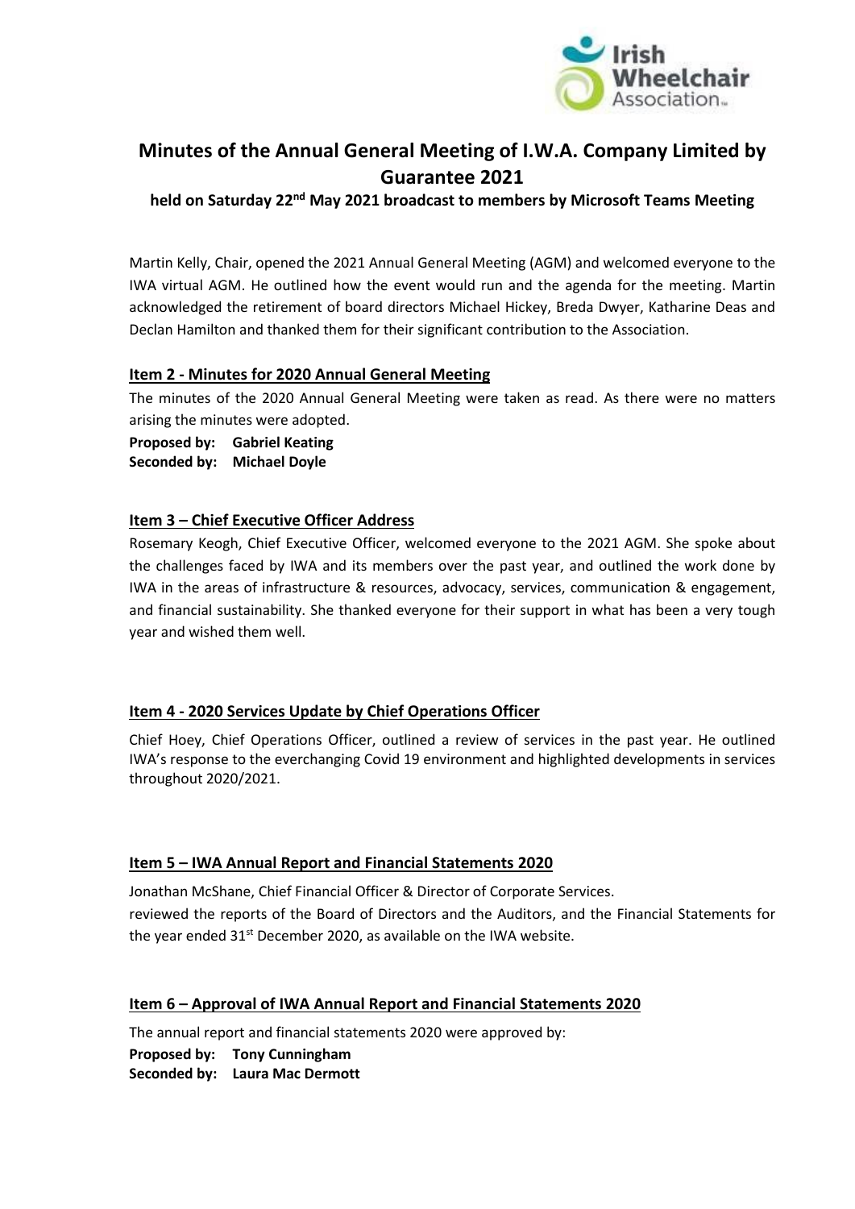# Minutes of the Annual General Meeting of I.W.A. Company Limited by Guarantee 2021

**held on Saturday 22nd May 2021 broadcast to members by Microsoft Teams Meeting**

Martin Kelly, Chair, opened the 2021 Annual General Meeting (AGM) and welcomed everyone to the IWA virtual AGM. He outlined how the event would run and the agenda for the meeting. Martin acknowledged the retirement of board directors Michael Hickey, Breda Dwyer, Katharine Deas and Declan Hamilton and thanked them for their significant contribution to the Association.

## Item 2 - Minutes for 2020 Annual General Meeting

The minutes of the 2020 Annual General Meeting were taken as read. As there were no matters arising the minutes were adopted.

**Proposed by: Gabriel Keating**
**Seconded by: Michael Doyle**

## Item 3 – Chief Executive Officer Address

Rosemary Keogh, Chief Executive Officer, welcomed everyone to the 2021 AGM. She spoke about the challenges faced by IWA and its members over the past year, and outlined the work done by IWA in the areas of infrastructure & resources, advocacy, services, communication & engagement, and financial sustainability. She thanked everyone for their support in what has been a very tough year and wished them well.

## Item 4 - 2020 Services Update by Chief Operations Officer

Chief Hoey, Chief Operations Officer, outlined a review of services in the past year. He outlined IWA's response to the everchanging Covid 19 environment and highlighted developments in services throughout 2020/2021.

## Item 5 – IWA Annual Report and Financial Statements 2020

Jonathan McShane, Chief Financial Officer & Director of Corporate Services.
reviewed the reports of the Board of Directors and the Auditors, and the Financial Statements for the year ended 31st December 2020, as available on the IWA website.

## Item 6 – Approval of IWA Annual Report and Financial Statements 2020

The annual report and financial statements 2020 were approved by:

**Proposed by: Tony Cunningham**
**Seconded by: Laura Mac Dermott**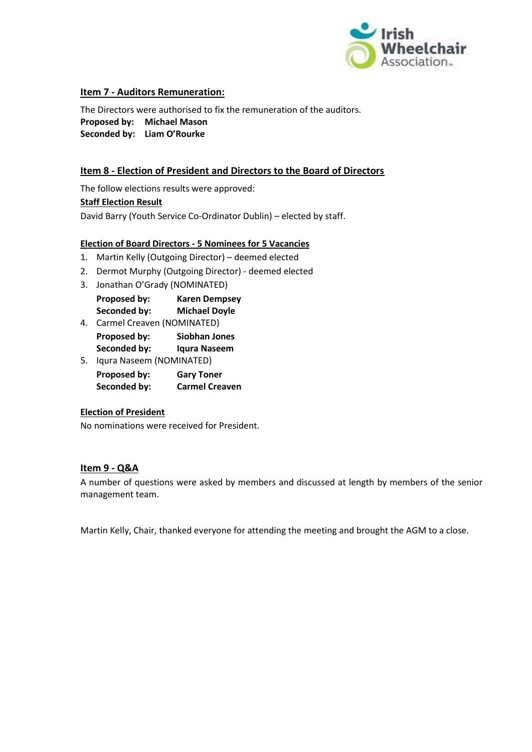## Item 7 - Auditors Remuneration:

The Directors were authorised to fix the remuneration of the auditors.
**Proposed by: Michael Mason**
**Seconded by: Liam O'Rourke**

## Item 8 - Election of President and Directors to the Board of Directors

The follow elections results were approved:

**Staff Election Result**

David Barry (Youth Service Co-Ordinator Dublin) – elected by staff.

**Election of Board Directors - 5 Nominees for 5 Vacancies**

1. Martin Kelly (Outgoing Director) – deemed elected
2. Dermot Murphy (Outgoing Director) - deemed elected
3. Jonathan O'Grady (NOMINATED)
   **Proposed by: Karen Dempsey**
   **Seconded by: Michael Doyle**
4. Carmel Creaven (NOMINATED)
   **Proposed by: Siobhan Jones**
   **Seconded by: Iqura Naseem**
5. Iqura Naseem (NOMINATED)
   **Proposed by: Gary Toner**
   **Seconded by: Carmel Creaven**

**Election of President**

No nominations were received for President.

## Item 9 - Q&A

A number of questions were asked by members and discussed at length by members of the senior management team.

Martin Kelly, Chair, thanked everyone for attending the meeting and brought the AGM to a close.